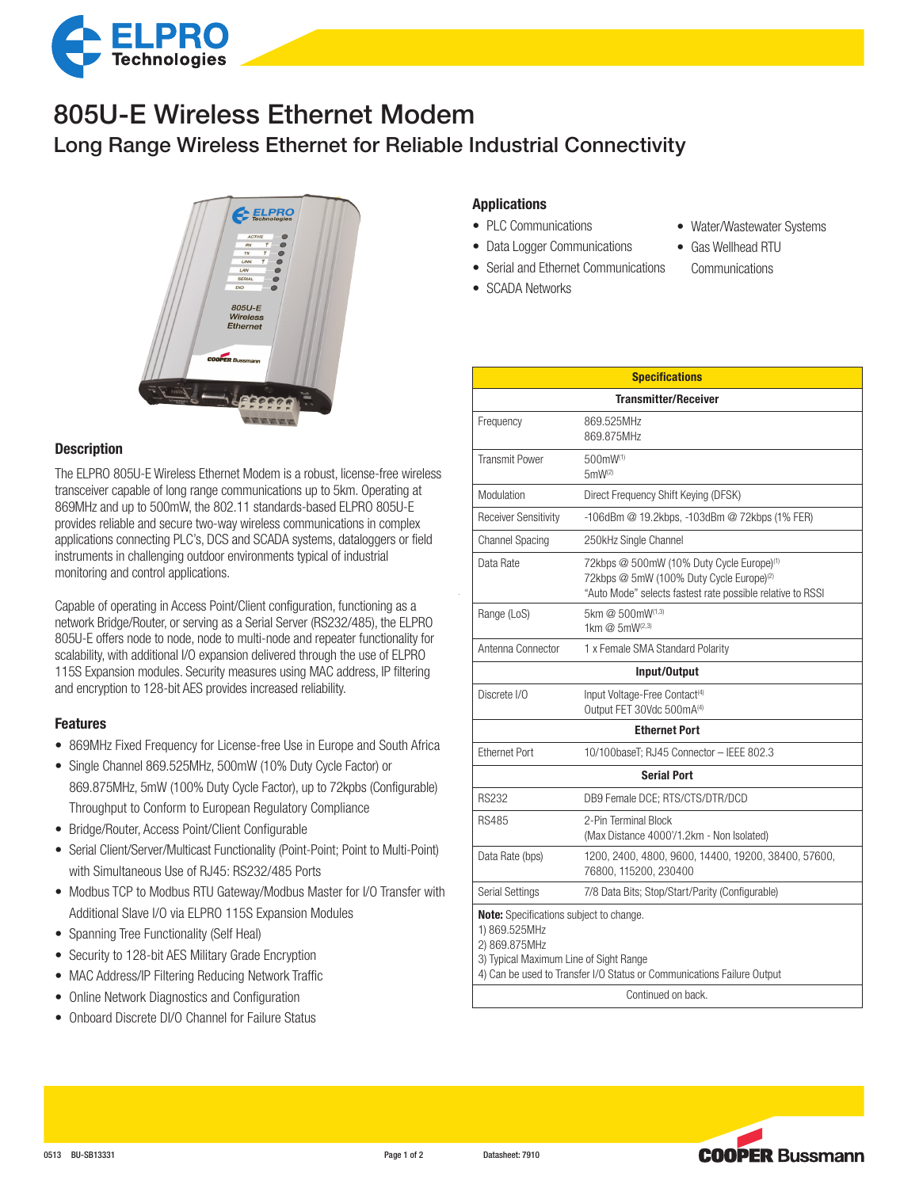# 805U-E Wireless Ethernet Modem

## Long Range Wireless Ethernet for Reliable Industrial Connectivity

### Description

The ELPRO 805U-E Wireless Ethernet Modem is a robust, license-free wireless transceiver capable of long range communications up to 5km. Operating at 869MHz and up to 500mW, the 802.11 standards-based ELPRO 805U-E provides reliable and secure two-way wireless communications in complex applications connecting PLC's, DCS and SCADA systems, dataloggers or field instruments in challenging outdoor environments typical of industrial monitoring and control applications.

Capable of operating in Access Point/Client configuration, functioning as a network Bridge/Router, or serving as a Serial Server (RS232/485), the ELPRO 805U-E offers node to node, node to multi-node and repeater functionality for scalability, with additional I/O expansion delivered through the use of ELPRO 115S Expansion modules. Security measures using MAC address, IP filtering and encryption to 128-bit AES provides increased reliability.

### Features

- 869MHz Fixed Frequency for License-free Use in Europe and South Africa
- Single Channel 869.525MHz, 500mW (10% Duty Cycle Factor) or 869.875MHz, 5mW (100% Duty Cycle Factor), up to 72kpbs (Configurable) Throughput to Conform to European Regulatory Compliance
- Bridge/Router, Access Point/Client Configurable
- Serial Client/Server/Multicast Functionality (Point-Point; Point to Multi-Point) with Simultaneous Use of RJ45: RS232/485 Ports
- Modbus TCP to Modbus RTU Gateway/Modbus Master for I/O Transfer with Additional Slave I/O via ELPRO 115S Expansion Modules
- Spanning Tree Functionality (Self Heal)
- Security to 128-bit AES Military Grade Encryption
- MAC Address/IP Filtering Reducing Network Traffic
- Online Network Diagnostics and Configuration
- Onboard Discrete DI/O Channel for Failure Status

### Applications

- PLC Communications
- Data Logger Communications
- Serial and Ethernet Communications
- SCADA Networks
- Water/Wastewater Systems
- Gas Wellhead RTU Communications

| Specifications | |
|---|---|
| **Transmitter/Receiver** | |
| Frequency | 869.525MHz<br>869.875MHz |
| Transmit Power | 500mW[1]<br>5mW[2] |
| Modulation | Direct Frequency Shift Keying (DFSK) |
| Receiver Sensitivity | -106dBm @ 19.2kbps, -103dBm @ 72kbps (1% FER) |
| Channel Spacing | 250kHz Single Channel |
| Data Rate | 72kbps @ 500mW (10% Duty Cycle Europe)[1]<br>72kbps @ 5mW (100% Duty Cycle Europe)[2]<br>"Auto Mode" selects fastest rate possible relative to RSSI |
| Range (LoS) | 5km @ 500mW[1,3]<br>1km @ 5mW[2,3] |
| Antenna Connector | 1 x Female SMA Standard Polarity |
| **Input/Output** | |
| Discrete I/O | Input Voltage-Free Contact[4]<br>Output FET 30Vdc 500mA[4] |
| **Ethernet Port** | |
| Ethernet Port | 10/100baseT; RJ45 Connector – IEEE 802.3 |
| **Serial Port** | |
| RS232 | DB9 Female DCE; RTS/CTS/DTR/DCD |
| RS485 | 2-Pin Terminal Block<br>(Max Distance 4000'/1.2km - Non Isolated) |
| Data Rate (bps) | 1200, 2400, 4800, 9600, 14400, 19200, 38400, 57600, 76800, 115200, 230400 |
| Serial Settings | 7/8 Data Bits; Stop/Start/Parity (Configurable) |

**Note:** Specifications subject to change.
1) 869.525MHz
2) 869.875MHz
3) Typical Maximum Line of Sight Range
4) Can be used to Transfer I/O Status or Communications Failure Output

Continued on back.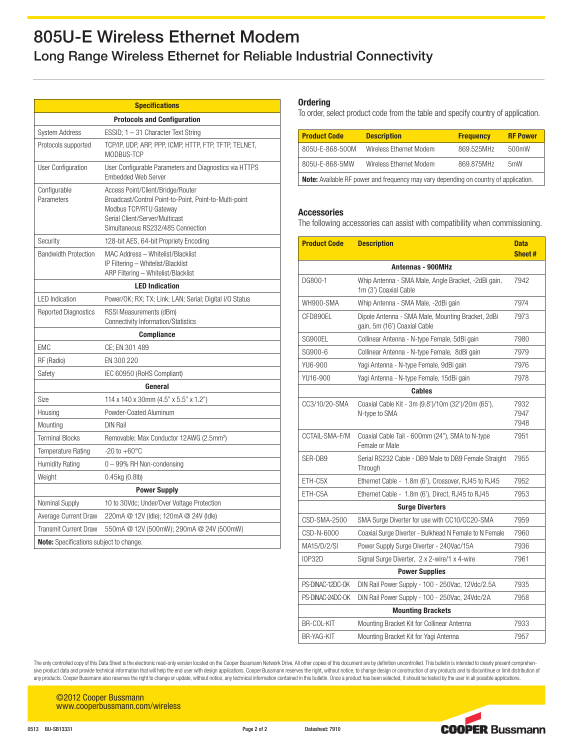# 805U-E Wireless Ethernet Modem

## Long Range Wireless Ethernet for Reliable Industrial Connectivity

| **Specifications** | |
|---|---|
| **Protocols and Configuration** | |
| System Address | ESSID; 1 – 31 Character Text String |
| Protocols supported | TCP/IP, UDP, ARP, PPP, ICMP, HTTP, FTP, TFTP, TELNET, MODBUS-TCP |
| User Configuration | User Configurable Parameters and Diagnostics via HTTPS Embedded Web Server |
| Configurable Parameters | Access Point/Client/Bridge/Router<br>Broadcast/Control Point-to-Point, Point-to-Multi-point<br>Modbus TCP/RTU Gateway<br>Serial Client/Server/Multicast<br>Simultaneous RS232/485 Connection |
| Security | 128-bit AES, 64-bit Propriety Encoding |
| Bandwidth Protection | MAC Address – Whitelist/Blacklist<br>IP Filtering – Whitelist/Blacklist<br>ARP Filtering – Whitelist/Blacklist |
| **LED Indication** | |
| LED Indication | Power/OK; RX; TX; Link; LAN; Serial; Digital I/O Status |
| Reported Diagnostics | RSSI Measurements (dBm)<br>Connectivity Information/Statistics |
| **Compliance** | |
| EMC | CE; EN 301 489 |
| RF (Radio) | EN 300 220 |
| Safety | IEC 60950 (RoHS Compliant) |
| **General** | |
| Size | 114 x 140 x 30mm (4.5" x 5.5" x 1.2") |
| Housing | Powder-Coated Aluminum |
| Mounting | DIN Rail |
| Terminal Blocks | Removable; Max Conductor 12AWG (2.5mm$^2$) |
| Temperature Rating | -20 to +60°C |
| Humidity Rating | 0 – 99% RH Non-condensing |
| Weight | 0.45kg (0.8lb) |
| **Power Supply** | |
| Nominal Supply | 10 to 30Vdc; Under/Over Voltage Protection |
| Average Current Draw | 220mA @ 12V (Idle); 120mA @ 24V (Idle) |
| Transmit Current Draw | 550mA @ 12V (500mW); 290mA @ 24V (500mW) |

**Note:** Specifications subject to change.

### Ordering

To order, select product code from the table and specify country of application.

| Product Code | Description | Frequency | RF Power |
|---|---|---|---|
| 805U-E-868-500M | Wireless Ethernet Modem | 869.525MHz | 500mW |
| 805U-E-868-5MW | Wireless Ethernet Modem | 869.875MHz | 5mW |

**Note:** Available RF power and frequency may vary depending on country of application.

### Accessories

The following accessories can assist with compatibility when commissioning.

| Product Code | Description | Data Sheet # |
|---|---|---|
| **Antennas - 900MHz** | | |
| DG800-1 | Whip Antenna - SMA Male, Angle Bracket, -2dBi gain, 1m (3') Coaxial Cable | 7942 |
| WH900-SMA | Whip Antenna - SMA Male, -2dBi gain | 7974 |
| CFD890EL | Dipole Antenna - SMA Male, Mounting Bracket, 2dBi gain, 5m (16') Coaxial Cable | 7973 |
| SG900EL | Collinear Antenna - N-type Female, 5dBi gain | 7980 |
| SG900-6 | Collinear Antenna - N-type Female, 8dBi gain | 7979 |
| YU6-900 | Yagi Antenna - N-type Female, 9dBi gain | 7976 |
| YU16-900 | Yagi Antenna - N-type Female, 15dBi gain | 7978 |
| **Cables** | | |
| CC3/10/20-SMA | Coaxial Cable Kit - 3m (9.8')/10m (32')/20m (65'), N-type to SMA | 7932<br>7947<br>7948 |
| CCTAIL-SMA-F/M | Coaxial Cable Tail - 600mm (24"), SMA to N-type Female or Male | 7951 |
| SER-DB9 | Serial RS232 Cable - DB9 Male to DB9 Female Straight Through | 7955 |
| ETH-C5X | Ethernet Cable - 1.8m (6'), Crossover, RJ45 to RJ45 | 7952 |
| ETH-C5A | Ethernet Cable - 1.8m (6'), Direct, RJ45 to RJ45 | 7953 |
| **Surge Diverters** | | |
| CSD-SMA-2500 | SMA Surge Diverter for use with CC10/CC20-SMA | 7959 |
| CSD-N-6000 | Coaxial Surge Diverter - Bulkhead N Female to N Female | 7960 |
| MA15/D/2/SI | Power Supply Surge Diverter - 240Vac/15A | 7936 |
| IOP32D | Signal Surge Diverter, 2 x 2-wire/1 x 4-wire | 7961 |
| **Power Supplies** | | |
| PS-DINAC-12DC-OK | DIN Rail Power Supply - 100 - 250Vac, 12Vdc/2.5A | 7935 |
| PS-DINAC-24DC-OK | DIN Rail Power Supply - 100 - 250Vac, 24Vdc/2A | 7958 |
| **Mounting Brackets** | | |
| BR-COL-KIT | Mounting Bracket Kit for Collinear Antenna | 7933 |
| BR-YAG-KIT | Mounting Bracket Kit for Yagi Antenna | 7957 |

The only controlled copy of this Data Sheet is the electronic read-only version located on the Cooper Bussmann Network Drive. All other copies of this document are by definition uncontrolled. This bulletin is intended to clearly present comprehensive product data and provide technical information that will help the end user with design applications. Cooper Bussmann reserves the right, without notice, to change design or construction of any products and to discontinue or limit distribution of any products. Cooper Bussmann also reserves the right to change or update, without notice, any technical information contained in this bulletin. Once a product has been selected, it should be tested by the user in all possible applications.

©2012 Cooper Bussmann
www.cooperbussmann.com/wireless

0513 BU-SB13331 Datasheet: 7910

COOPER Bussmann